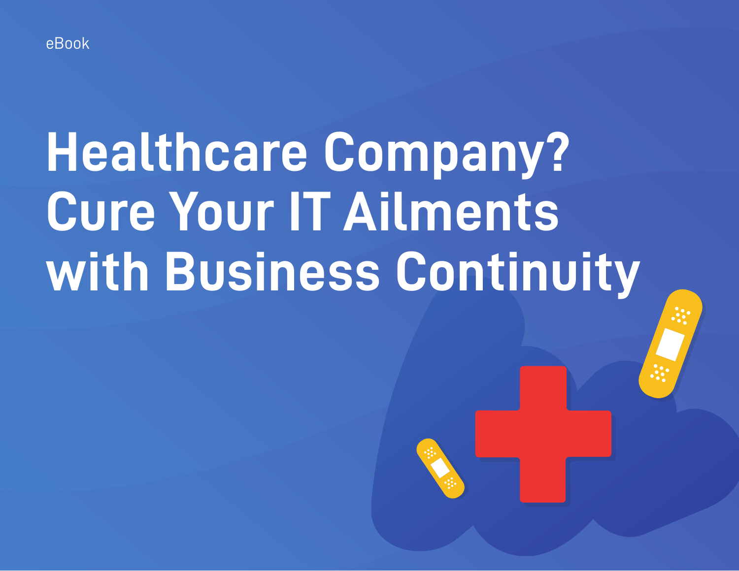eBook

# Healthcare Company? Cure Your IT Ailments with Business Continuity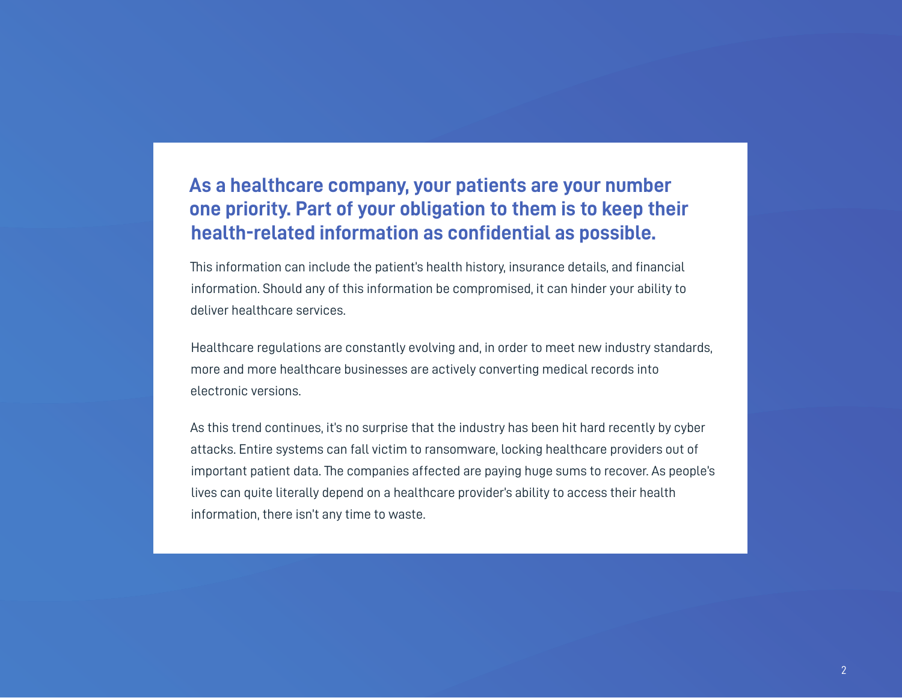**As a healthcare company, your patients are your number one priority. Part of your obligation to them is to keep their health-related information as confidential as possible.**

This information can include the patient's health history, insurance details, and financial information. Should any of this information be compromised, it can hinder your ability to deliver healthcare services.

Healthcare regulations are constantly evolving and, in order to meet new industry standards, more and more healthcare businesses are actively converting medical records into electronic versions.

As this trend continues, it's no surprise that the industry has been hit hard recently by cyber attacks. Entire systems can fall victim to ransomware, locking healthcare providers out of important patient data. The companies affected are paying huge sums to recover. As people's lives can quite literally depend on a healthcare provider's ability to access their health information, there isn't any time to waste.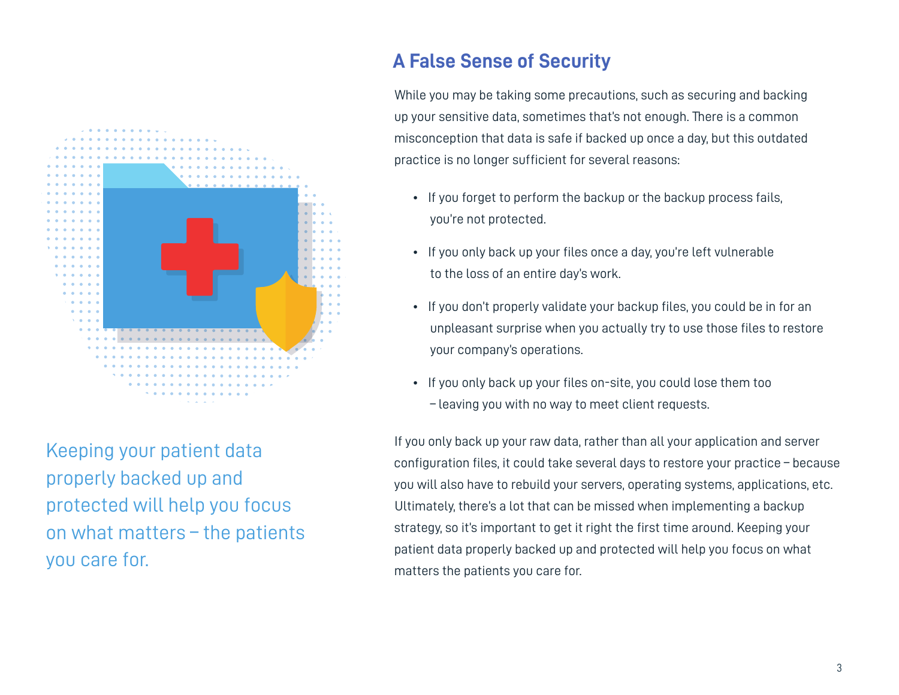## A False Sense of Security

While you may be taking some precautions, such as securing and backing up your sensitive data, sometimes that's not enough. There is a common misconception that data is safe if backed up once a day, but this outdated practice is no longer sufficient for several reasons:

- If you forget to perform the backup or the backup process fails, you're not protected.
- If you only back up your files once a day, you're left vulnerable to the loss of an entire day's work.
- If you don't properly validate your backup files, you could be in for an unpleasant surprise when you actually try to use those files to restore your company's operations.
- If you only back up your files on-site, you could lose them too – leaving you with no way to meet client requests.

If you only back up your raw data, rather than all your application and server configuration files, it could take several days to restore your practice – because you will also have to rebuild your servers, operating systems, applications, etc. Ultimately, there's a lot that can be missed when implementing a backup strategy, so it's important to get it right the first time around. Keeping your patient data properly backed up and protected will help you focus on what matters the patients you care for.

Keeping your patient data properly backed up and protected will help you focus on what matters – the patients you care for.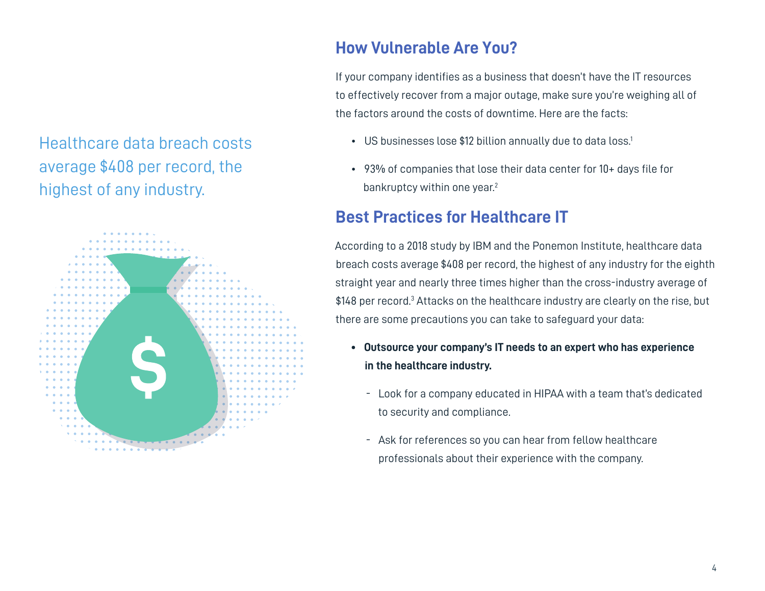Healthcare data breach costs average $408 per record, the highest of any industry.

## How Vulnerable Are You?

If your company identifies as a business that doesn't have the IT resources to effectively recover from a major outage, make sure you're weighing all of the factors around the costs of downtime. Here are the facts:

- US businesses lose $12 billion annually due to data loss.[1]
- 93% of companies that lose their data center for 10+ days file for bankruptcy within one year.[2]

## Best Practices for Healthcare IT

According to a 2018 study by IBM and the Ponemon Institute, healthcare data breach costs average $408 per record, the highest of any industry for the eighth straight year and nearly three times higher than the cross-industry average of $148 per record.[3] Attacks on the healthcare industry are clearly on the rise, but there are some precautions you can take to safeguard your data:

- **Outsource your company's IT needs to an expert who has experience in the healthcare industry.**
  - Look for a company educated in HIPAA with a team that's dedicated to security and compliance.
  - Ask for references so you can hear from fellow healthcare professionals about their experience with the company.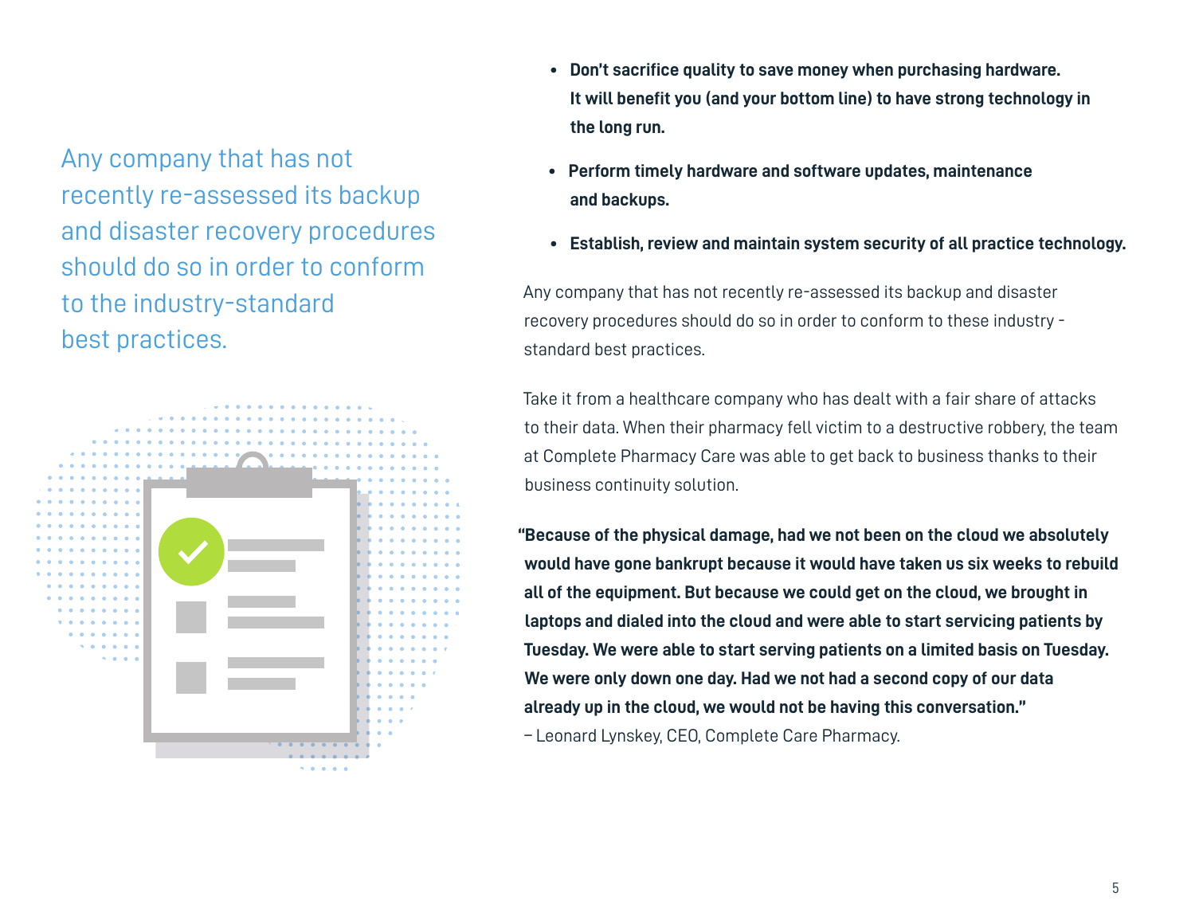> Any company that has not recently re-assessed its backup and disaster recovery procedures should do so in order to conform to the industry-standard best practices.

- **Don't sacrifice quality to save money when purchasing hardware. It will benefit you (and your bottom line) to have strong technology in the long run.**
- **Perform timely hardware and software updates, maintenance and backups.**
- **Establish, review and maintain system security of all practice technology.**

Any company that has not recently re-assessed its backup and disaster recovery procedures should do so in order to conform to these industry - standard best practices.

Take it from a healthcare company who has dealt with a fair share of attacks to their data. When their pharmacy fell victim to a destructive robbery, the team at Complete Pharmacy Care was able to get back to business thanks to their business continuity solution.

**"Because of the physical damage, had we not been on the cloud we absolutely would have gone bankrupt because it would have taken us six weeks to rebuild all of the equipment. But because we could get on the cloud, we brought in laptops and dialed into the cloud and were able to start servicing patients by Tuesday. We were able to start serving patients on a limited basis on Tuesday. We were only down one day. Had we not had a second copy of our data already up in the cloud, we would not be having this conversation."**

– Leonard Lynskey, CEO, Complete Care Pharmacy.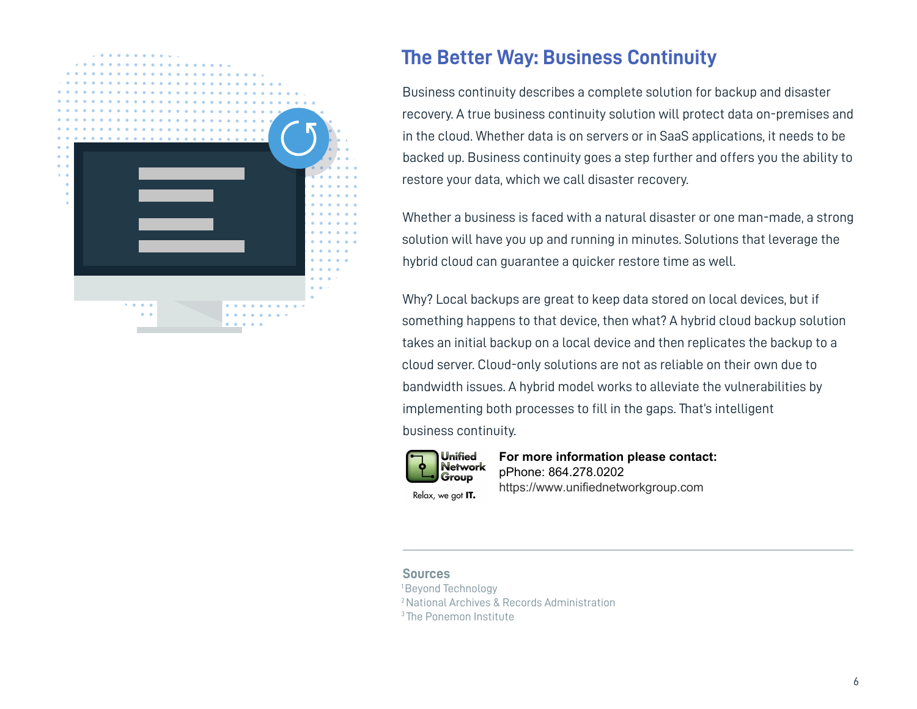## The Better Way: Business Continuity

Business continuity describes a complete solution for backup and disaster recovery. A true business continuity solution will protect data on-premises and in the cloud. Whether data is on servers or in SaaS applications, it needs to be backed up. Business continuity goes a step further and offers you the ability to restore your data, which we call disaster recovery.

Whether a business is faced with a natural disaster or one man-made, a strong solution will have you up and running in minutes. Solutions that leverage the hybrid cloud can guarantee a quicker restore time as well.

Why? Local backups are great to keep data stored on local devices, but if something happens to that device, then what? A hybrid cloud backup solution takes an initial backup on a local device and then replicates the backup to a cloud server. Cloud-only solutions are not as reliable on their own due to bandwidth issues. A hybrid model works to alleviate the vulnerabilities by implementing both processes to fill in the gaps. That's intelligent business continuity.

Unified Network Group

Relax, we got **IT.**

**For more information please contact:**
pPhone: 864.278.0202
https://www.unifiednetworkgroup.com

---

**Sources**

[1] Beyond Technology
[2] National Archives & Records Administration
[3] The Ponemon Institute